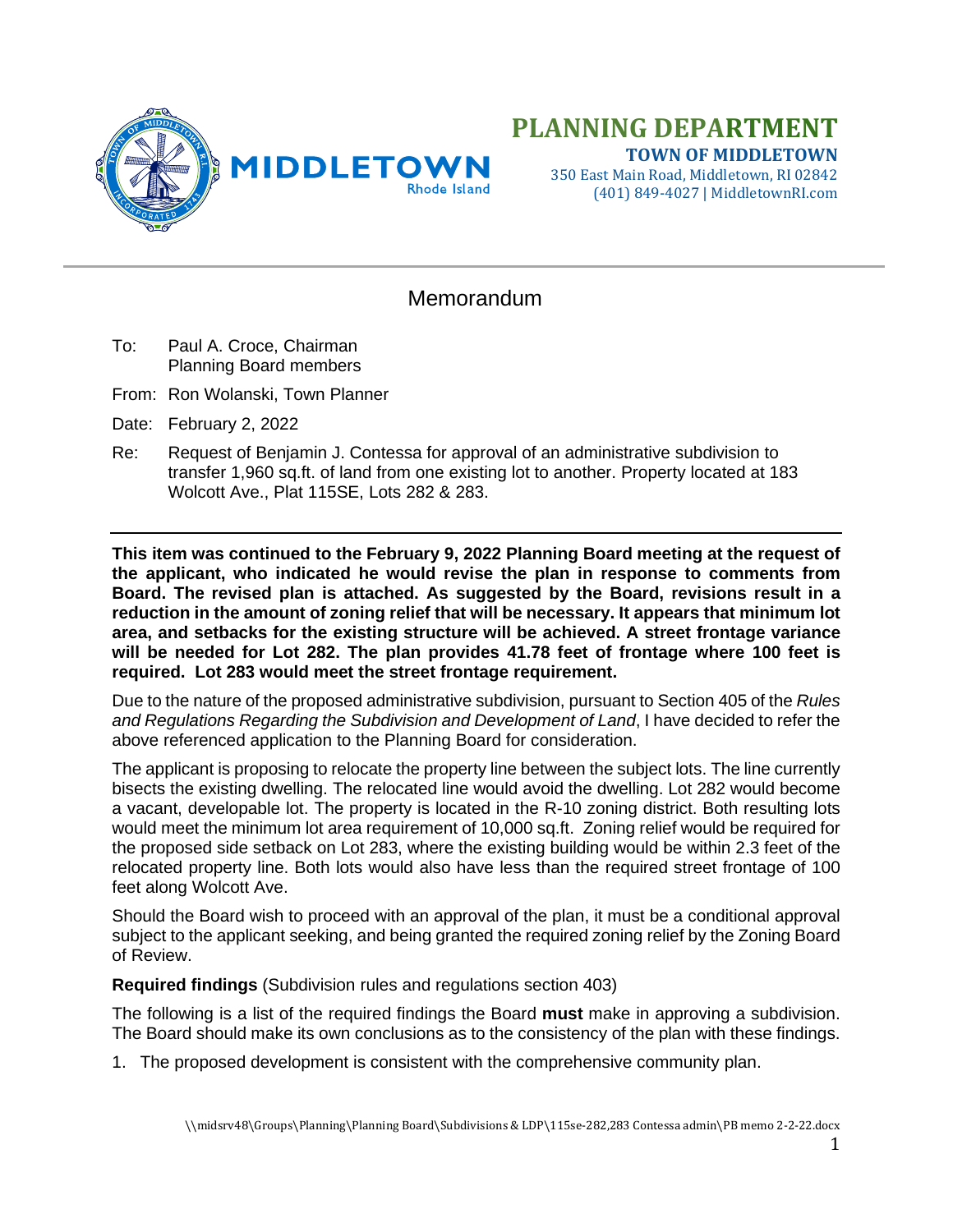# PLANNING DEPARTMENT

**TOWN OF MIDDLETOWN**

350 East Main Road, Middletown, RI 02842
(401) 849-4027 | MiddletownRI.com

## Memorandum

To: Paul A. Croce, Chairman
Planning Board members

From: Ron Wolanski, Town Planner

Date: February 2, 2022

Re: Request of Benjamin J. Contessa for approval of an administrative subdivision to transfer 1,960 sq.ft. of land from one existing lot to another. Property located at 183 Wolcott Ave., Plat 115SE, Lots 282 & 283.

---

**This item was continued to the February 9, 2022 Planning Board meeting at the request of the applicant, who indicated he would revise the plan in response to comments from Board. The revised plan is attached. As suggested by the Board, revisions result in a reduction in the amount of zoning relief that will be necessary. It appears that minimum lot area, and setbacks for the existing structure will be achieved. A street frontage variance will be needed for Lot 282. The plan provides 41.78 feet of frontage where 100 feet is required. Lot 283 would meet the street frontage requirement.**

Due to the nature of the proposed administrative subdivision, pursuant to Section 405 of the *Rules and Regulations Regarding the Subdivision and Development of Land*, I have decided to refer the above referenced application to the Planning Board for consideration.

The applicant is proposing to relocate the property line between the subject lots. The line currently bisects the existing dwelling. The relocated line would avoid the dwelling. Lot 282 would become a vacant, developable lot. The property is located in the R-10 zoning district. Both resulting lots would meet the minimum lot area requirement of 10,000 sq.ft. Zoning relief would be required for the proposed side setback on Lot 283, where the existing building would be within 2.3 feet of the relocated property line. Both lots would also have less than the required street frontage of 100 feet along Wolcott Ave.

Should the Board wish to proceed with an approval of the plan, it must be a conditional approval subject to the applicant seeking, and being granted the required zoning relief by the Zoning Board of Review.

**Required findings** (Subdivision rules and regulations section 403)

The following is a list of the required findings the Board **must** make in approving a subdivision. The Board should make its own conclusions as to the consistency of the plan with these findings.

1. The proposed development is consistent with the comprehensive community plan.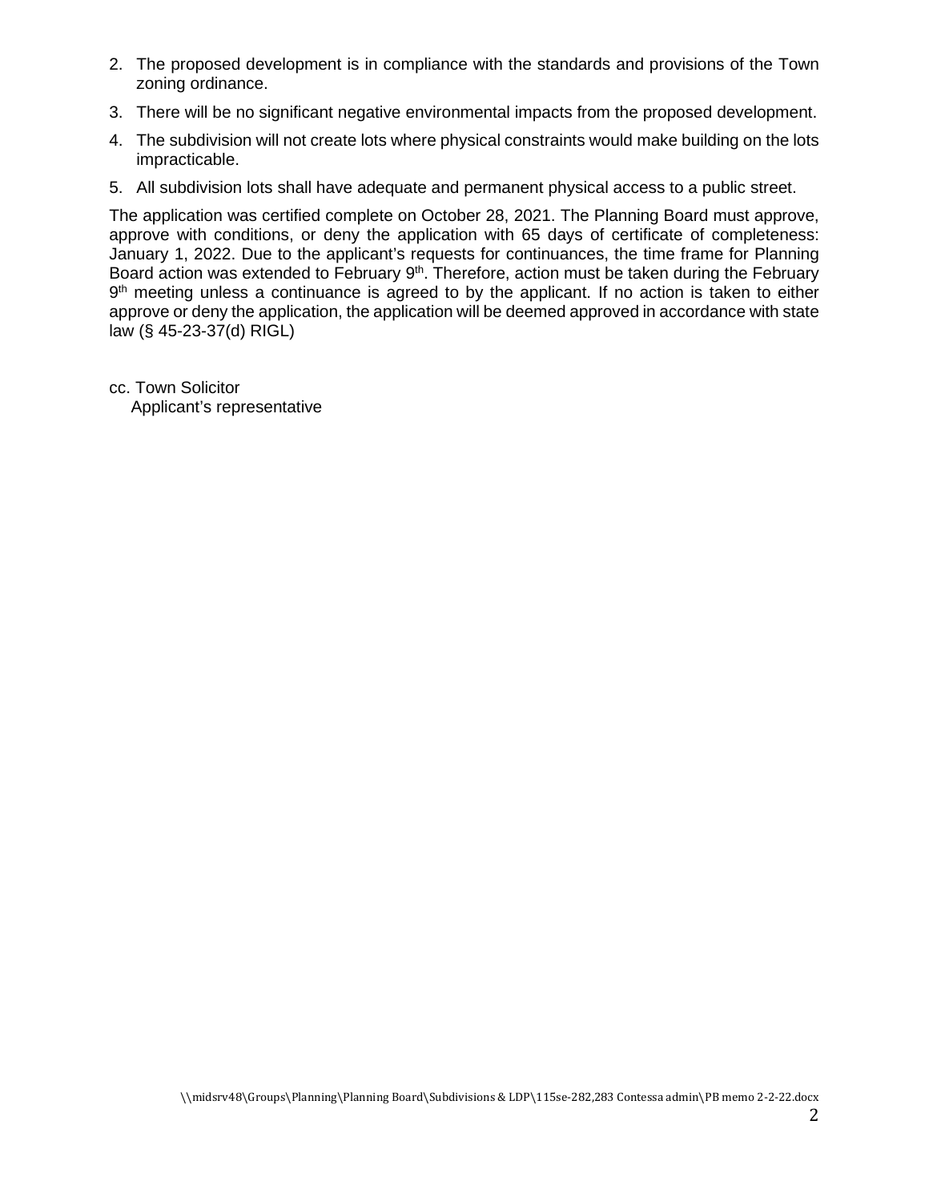2. The proposed development is in compliance with the standards and provisions of the Town zoning ordinance.
3. There will be no significant negative environmental impacts from the proposed development.
4. The subdivision will not create lots where physical constraints would make building on the lots impracticable.
5. All subdivision lots shall have adequate and permanent physical access to a public street.

The application was certified complete on October 28, 2021. The Planning Board must approve, approve with conditions, or deny the application with 65 days of certificate of completeness: January 1, 2022. Due to the applicant's requests for continuances, the time frame for Planning Board action was extended to February 9th. Therefore, action must be taken during the February 9th meeting unless a continuance is agreed to by the applicant. If no action is taken to either approve or deny the application, the application will be deemed approved in accordance with state law (§ 45-23-37(d) RIGL)

cc. Town Solicitor
Applicant's representative

\\midsrv48\Groups\Planning\Planning Board\Subdivisions & LDP\115se-282,283 Contessa admin\PB memo 2-2-22.docx